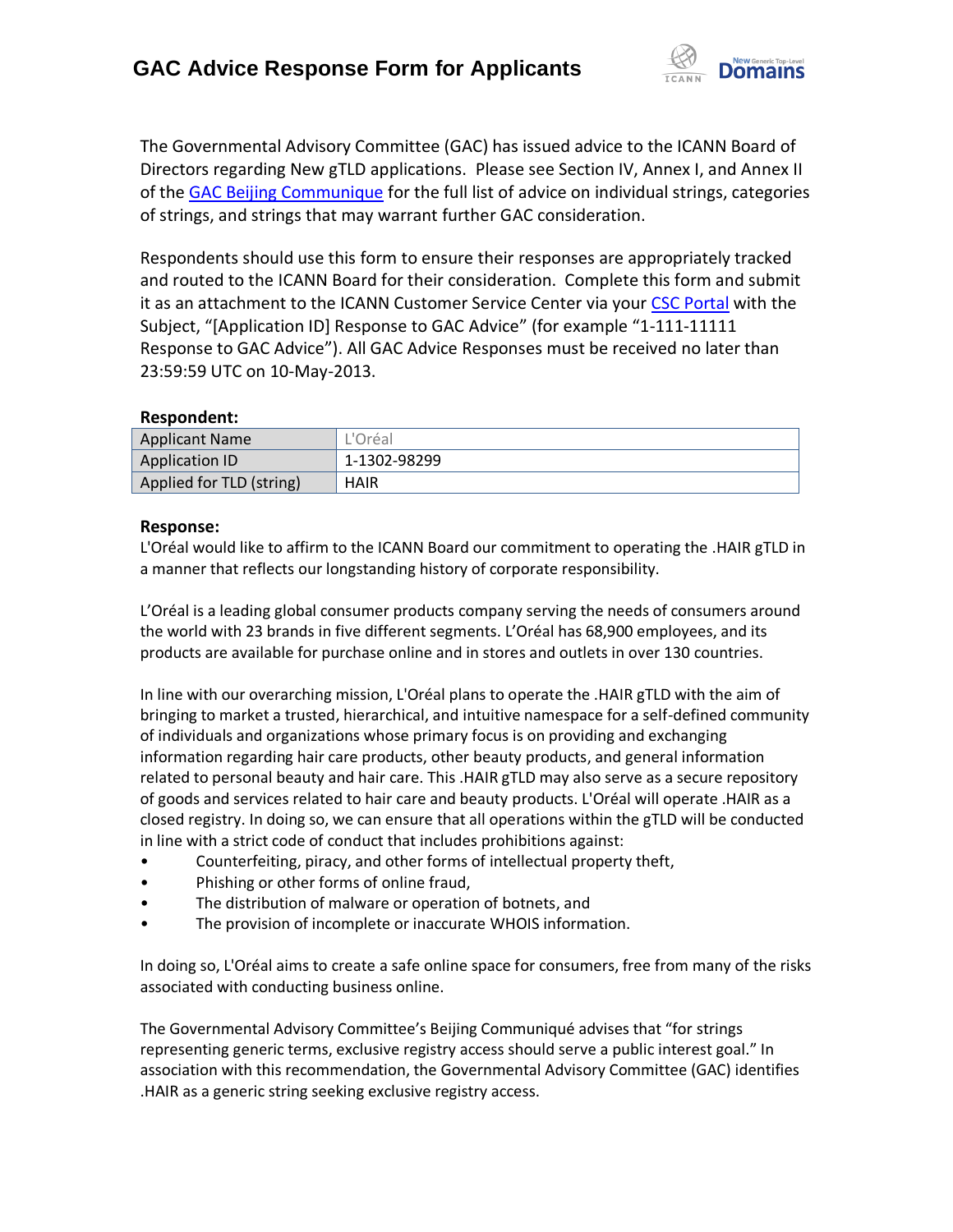# GAC Advice Response Form for Applicants

The Governmental Advisory Committee (GAC) has issued advice to the ICANN Board of Directors regarding New gTLD applications. Please see Section IV, Annex I, and Annex II of the GAC Beijing Communique for the full list of advice on individual strings, categories of strings, and strings that may warrant further GAC consideration.

Respondents should use this form to ensure their responses are appropriately tracked and routed to the ICANN Board for their consideration. Complete this form and submit it as an attachment to the ICANN Customer Service Center via your CSC Portal with the Subject, "[Application ID] Response to GAC Advice" (for example "1-111-11111 Response to GAC Advice"). All GAC Advice Responses must be received no later than 23:59:59 UTC on 10-May-2013.

**Respondent:**

| Applicant Name | L'Oréal |
|---|---|
| Application ID | 1-1302-98299 |
| Applied for TLD (string) | HAIR |

**Response:**

L'Oréal would like to affirm to the ICANN Board our commitment to operating the .HAIR gTLD in a manner that reflects our longstanding history of corporate responsibility.

L'Oréal is a leading global consumer products company serving the needs of consumers around the world with 23 brands in five different segments. L'Oréal has 68,900 employees, and its products are available for purchase online and in stores and outlets in over 130 countries.

In line with our overarching mission, L'Oréal plans to operate the .HAIR gTLD with the aim of bringing to market a trusted, hierarchical, and intuitive namespace for a self-defined community of individuals and organizations whose primary focus is on providing and exchanging information regarding hair care products, other beauty products, and general information related to personal beauty and hair care. This .HAIR gTLD may also serve as a secure repository of goods and services related to hair care and beauty products. L'Oréal will operate .HAIR as a closed registry. In doing so, we can ensure that all operations within the gTLD will be conducted in line with a strict code of conduct that includes prohibitions against:

- Counterfeiting, piracy, and other forms of intellectual property theft,
- Phishing or other forms of online fraud,
- The distribution of malware or operation of botnets, and
- The provision of incomplete or inaccurate WHOIS information.

In doing so, L'Oréal aims to create a safe online space for consumers, free from many of the risks associated with conducting business online.

The Governmental Advisory Committee's Beijing Communiqué advises that "for strings representing generic terms, exclusive registry access should serve a public interest goal." In association with this recommendation, the Governmental Advisory Committee (GAC) identifies .HAIR as a generic string seeking exclusive registry access.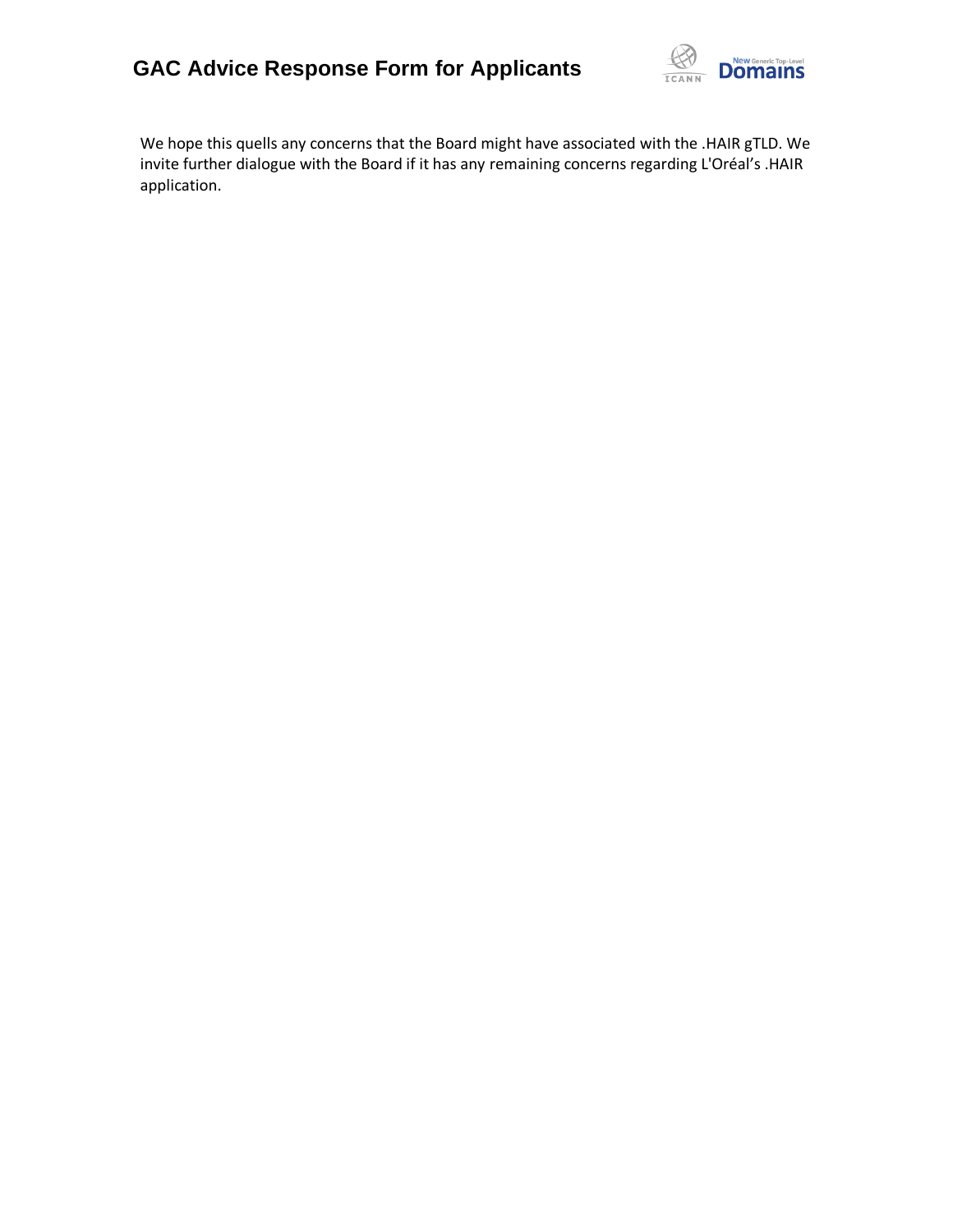We hope this quells any concerns that the Board might have associated with the .HAIR gTLD. We invite further dialogue with the Board if it has any remaining concerns regarding L'Oréal's .HAIR application.